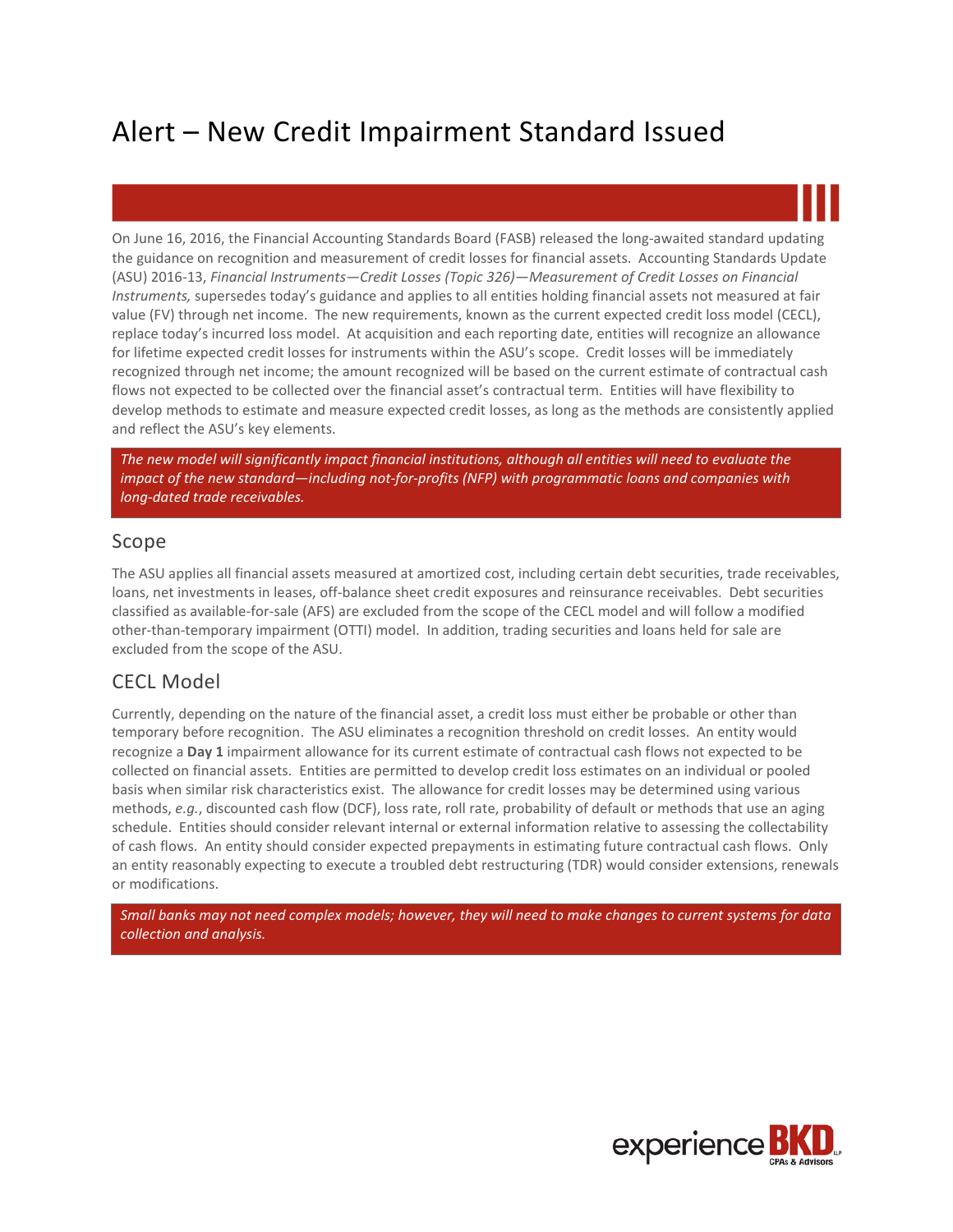# Alert – New Credit Impairment Standard Issued

On June 16, 2016, the Financial Accounting Standards Board (FASB) released the long-awaited standard updating the guidance on recognition and measurement of credit losses for financial assets. Accounting Standards Update (ASU) 2016-13, *Financial Instruments—Credit Losses (Topic 326)—Measurement of Credit Losses on Financial Instruments,* supersedes today's guidance and applies to all entities holding financial assets not measured at fair value (FV) through net income. The new requirements, known as the current expected credit loss model (CECL), replace today's incurred loss model. At acquisition and each reporting date, entities will recognize an allowance for lifetime expected credit losses for instruments within the ASU's scope. Credit losses will be immediately recognized through net income; the amount recognized will be based on the current estimate of contractual cash flows not expected to be collected over the financial asset's contractual term. Entities will have flexibility to develop methods to estimate and measure expected credit losses, as long as the methods are consistently applied and reflect the ASU's key elements.

*The new model will significantly impact financial institutions, although all entities will need to evaluate the impact of the new standard—including not-for-profits (NFP) with programmatic loans and companies with long-dated trade receivables.*

## Scope

The ASU applies all financial assets measured at amortized cost, including certain debt securities, trade receivables, loans, net investments in leases, off-balance sheet credit exposures and reinsurance receivables. Debt securities classified as available-for-sale (AFS) are excluded from the scope of the CECL model and will follow a modified other-than-temporary impairment (OTTI) model. In addition, trading securities and loans held for sale are excluded from the scope of the ASU.

## CECL Model

Currently, depending on the nature of the financial asset, a credit loss must either be probable or other than temporary before recognition. The ASU eliminates a recognition threshold on credit losses. An entity would recognize a **Day 1** impairment allowance for its current estimate of contractual cash flows not expected to be collected on financial assets. Entities are permitted to develop credit loss estimates on an individual or pooled basis when similar risk characteristics exist. The allowance for credit losses may be determined using various methods, *e.g.*, discounted cash flow (DCF), loss rate, roll rate, probability of default or methods that use an aging schedule. Entities should consider relevant internal or external information relative to assessing the collectability of cash flows. An entity should consider expected prepayments in estimating future contractual cash flows. Only an entity reasonably expecting to execute a troubled debt restructuring (TDR) would consider extensions, renewals or modifications.

*Small banks may not need complex models; however, they will need to make changes to current systems for data collection and analysis.*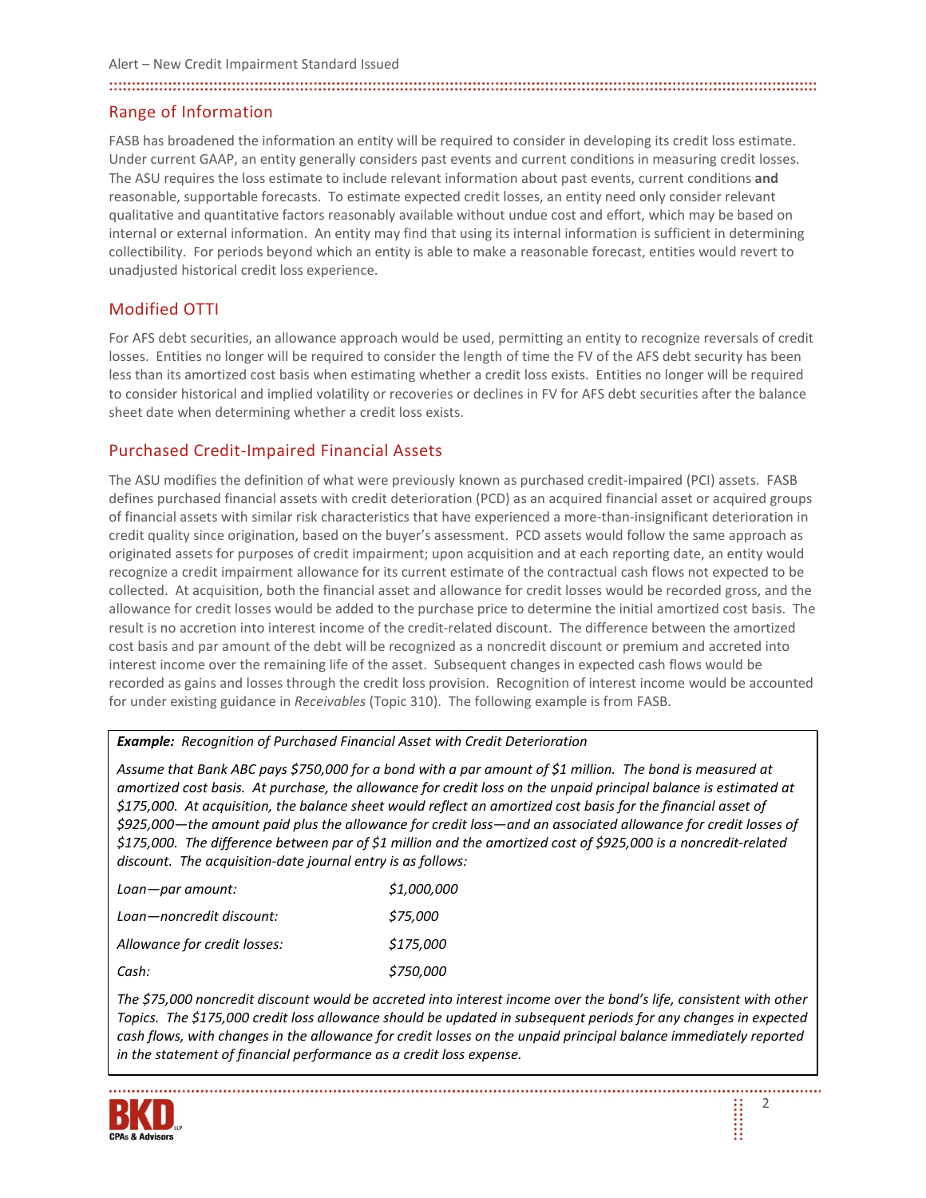## Range of Information

FASB has broadened the information an entity will be required to consider in developing its credit loss estimate. Under current GAAP, an entity generally considers past events and current conditions in measuring credit losses. The ASU requires the loss estimate to include relevant information about past events, current conditions **and** reasonable, supportable forecasts. To estimate expected credit losses, an entity need only consider relevant qualitative and quantitative factors reasonably available without undue cost and effort, which may be based on internal or external information. An entity may find that using its internal information is sufficient in determining collectibility. For periods beyond which an entity is able to make a reasonable forecast, entities would revert to unadjusted historical credit loss experience.

## Modified OTTI

For AFS debt securities, an allowance approach would be used, permitting an entity to recognize reversals of credit losses. Entities no longer will be required to consider the length of time the FV of the AFS debt security has been less than its amortized cost basis when estimating whether a credit loss exists. Entities no longer will be required to consider historical and implied volatility or recoveries or declines in FV for AFS debt securities after the balance sheet date when determining whether a credit loss exists.

## Purchased Credit-Impaired Financial Assets

The ASU modifies the definition of what were previously known as purchased credit-impaired (PCI) assets. FASB defines purchased financial assets with credit deterioration (PCD) as an acquired financial asset or acquired groups of financial assets with similar risk characteristics that have experienced a more-than-insignificant deterioration in credit quality since origination, based on the buyer's assessment. PCD assets would follow the same approach as originated assets for purposes of credit impairment; upon acquisition and at each reporting date, an entity would recognize a credit impairment allowance for its current estimate of the contractual cash flows not expected to be collected. At acquisition, both the financial asset and allowance for credit losses would be recorded gross, and the allowance for credit losses would be added to the purchase price to determine the initial amortized cost basis. The result is no accretion into interest income of the credit-related discount. The difference between the amortized cost basis and par amount of the debt will be recognized as a noncredit discount or premium and accreted into interest income over the remaining life of the asset. Subsequent changes in expected cash flows would be recorded as gains and losses through the credit loss provision. Recognition of interest income would be accounted for under existing guidance in *Receivables* (Topic 310). The following example is from FASB.

***Example:*** *Recognition of Purchased Financial Asset with Credit Deterioration*

*Assume that Bank ABC pays $750,000 for a bond with a par amount of $1 million. The bond is measured at amortized cost basis. At purchase, the allowance for credit loss on the unpaid principal balance is estimated at $175,000. At acquisition, the balance sheet would reflect an amortized cost basis for the financial asset of $925,000—the amount paid plus the allowance for credit loss—and an associated allowance for credit losses of $175,000. The difference between par of $1 million and the amortized cost of $925,000 is a noncredit-related discount. The acquisition-date journal entry is as follows:*

| | |
|---|---|
| *Loan—par amount:* | *$1,000,000* |
| *Loan—noncredit discount:* | *$75,000* |
| *Allowance for credit losses:* | *$175,000* |
| *Cash:* | *$750,000* |

*The $75,000 noncredit discount would be accreted into interest income over the bond's life, consistent with other Topics. The $175,000 credit loss allowance should be updated in subsequent periods for any changes in expected cash flows, with changes in the allowance for credit losses on the unpaid principal balance immediately reported in the statement of financial performance as a credit loss expense.*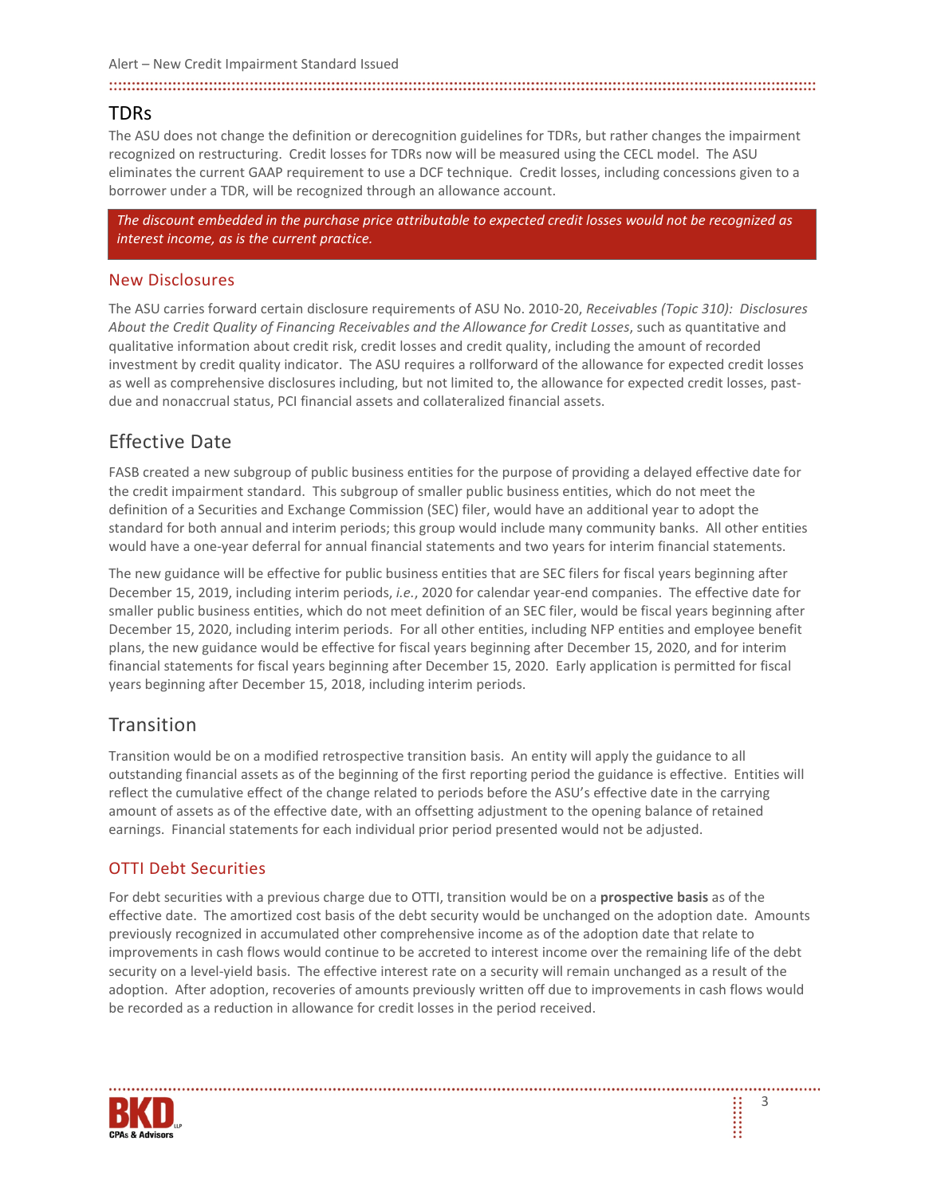## TDRs

The ASU does not change the definition or derecognition guidelines for TDRs, but rather changes the impairment recognized on restructuring. Credit losses for TDRs now will be measured using the CECL model. The ASU eliminates the current GAAP requirement to use a DCF technique. Credit losses, including concessions given to a borrower under a TDR, will be recognized through an allowance account.

*The discount embedded in the purchase price attributable to expected credit losses would not be recognized as interest income, as is the current practice.*

### New Disclosures

The ASU carries forward certain disclosure requirements of ASU No. 2010-20, *Receivables (Topic 310): Disclosures About the Credit Quality of Financing Receivables and the Allowance for Credit Losses*, such as quantitative and qualitative information about credit risk, credit losses and credit quality, including the amount of recorded investment by credit quality indicator. The ASU requires a rollforward of the allowance for expected credit losses as well as comprehensive disclosures including, but not limited to, the allowance for expected credit losses, past-due and nonaccrual status, PCI financial assets and collateralized financial assets.

## Effective Date

FASB created a new subgroup of public business entities for the purpose of providing a delayed effective date for the credit impairment standard. This subgroup of smaller public business entities, which do not meet the definition of a Securities and Exchange Commission (SEC) filer, would have an additional year to adopt the standard for both annual and interim periods; this group would include many community banks. All other entities would have a one-year deferral for annual financial statements and two years for interim financial statements.

The new guidance will be effective for public business entities that are SEC filers for fiscal years beginning after December 15, 2019, including interim periods, *i.e.*, 2020 for calendar year-end companies. The effective date for smaller public business entities, which do not meet definition of an SEC filer, would be fiscal years beginning after December 15, 2020, including interim periods. For all other entities, including NFP entities and employee benefit plans, the new guidance would be effective for fiscal years beginning after December 15, 2020, and for interim financial statements for fiscal years beginning after December 15, 2020. Early application is permitted for fiscal years beginning after December 15, 2018, including interim periods.

## Transition

Transition would be on a modified retrospective transition basis. An entity will apply the guidance to all outstanding financial assets as of the beginning of the first reporting period the guidance is effective. Entities will reflect the cumulative effect of the change related to periods before the ASU's effective date in the carrying amount of assets as of the effective date, with an offsetting adjustment to the opening balance of retained earnings. Financial statements for each individual prior period presented would not be adjusted.

### OTTI Debt Securities

For debt securities with a previous charge due to OTTI, transition would be on a **prospective basis** as of the effective date. The amortized cost basis of the debt security would be unchanged on the adoption date. Amounts previously recognized in accumulated other comprehensive income as of the adoption date that relate to improvements in cash flows would continue to be accreted to interest income over the remaining life of the debt security on a level-yield basis. The effective interest rate on a security will remain unchanged as a result of the adoption. After adoption, recoveries of amounts previously written off due to improvements in cash flows would be recorded as a reduction in allowance for credit losses in the period received.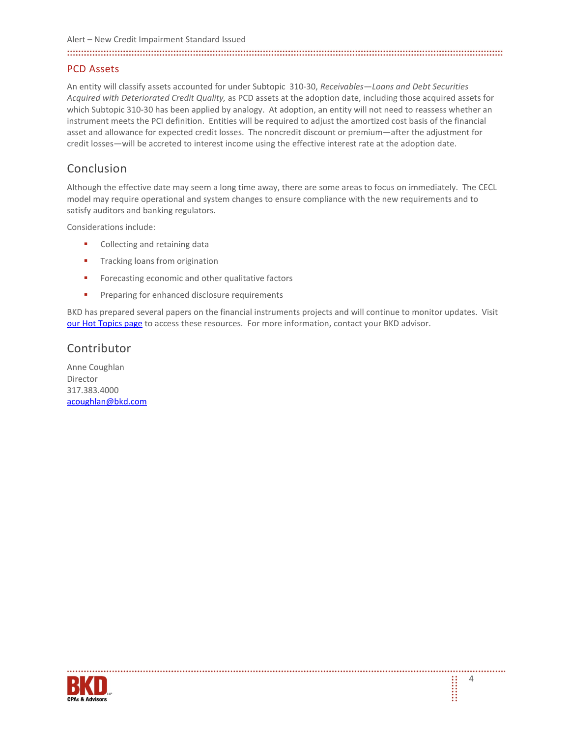## PCD Assets

An entity will classify assets accounted for under Subtopic 310-30, *Receivables—Loans and Debt Securities Acquired with Deteriorated Credit Quality,* as PCD assets at the adoption date, including those acquired assets for which Subtopic 310-30 has been applied by analogy. At adoption, an entity will not need to reassess whether an instrument meets the PCI definition. Entities will be required to adjust the amortized cost basis of the financial asset and allowance for expected credit losses. The noncredit discount or premium—after the adjustment for credit losses—will be accreted to interest income using the effective interest rate at the adoption date.

# Conclusion

Although the effective date may seem a long time away, there are some areas to focus on immediately. The CECL model may require operational and system changes to ensure compliance with the new requirements and to satisfy auditors and banking regulators.

Considerations include:

- Collecting and retaining data
- Tracking loans from origination
- Forecasting economic and other qualitative factors
- Preparing for enhanced disclosure requirements

BKD has prepared several papers on the financial instruments projects and will continue to monitor updates. Visit our Hot Topics page to access these resources. For more information, contact your BKD advisor.

# Contributor

Anne Coughlan
Director
317.383.4000
acoughlan@bkd.com